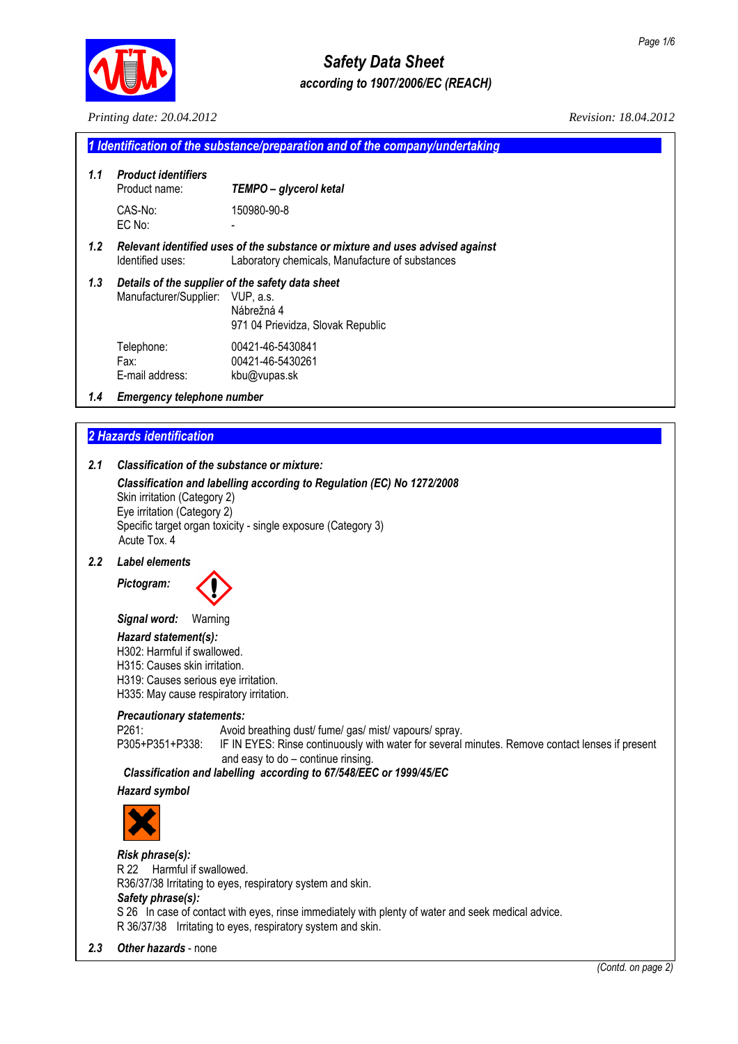# Safety Data Sheet

*according to 1907/2006/EC (REACH)*

*Printing date: 20.04.2012* *Revision: 18.04.2012*

## 1 Identification of the substance/preparation and of the company/undertaking

**1.1 Product identifiers**

Product name: ***TEMPO – glycerol ketal***

CAS-No: 150980-90-8

EC No: -

**1.2 Relevant identified uses of the substance or mixture and uses advised against**

Identified uses: Laboratory chemicals, Manufacture of substances

**1.3 Details of the supplier of the safety data sheet**

Manufacturer/Supplier: VUP, a.s.
Nábrežná 4
971 04 Prievidza, Slovak Republic

Telephone: 00421-46-5430841
Fax: 00421-46-5430261
E-mail address: kbu@vupas.sk

**1.4 Emergency telephone number**

## 2 Hazards identification

**2.1 Classification of the substance or mixture:**

***Classification and labelling according to Regulation (EC) No 1272/2008***

Skin irritation (Category 2)
Eye irritation (Category 2)
Specific target organ toxicity - single exposure (Category 3)
Acute Tox. 4

**2.2 Label elements**

***Pictogram:***

***Signal word:*** Warning

***Hazard statement(s):***

H302: Harmful if swallowed.
H315: Causes skin irritation.
H319: Causes serious eye irritation.
H335: May cause respiratory irritation.

***Precautionary statements:***

P261: Avoid breathing dust/ fume/ gas/ mist/ vapours/ spray.
P305+P351+P338: IF IN EYES: Rinse continuously with water for several minutes. Remove contact lenses if present and easy to do – continue rinsing.

***Classification and labelling according to 67/548/EEC or 1999/45/EC***

***Hazard symbol***

***Risk phrase(s):***

R 22 Harmful if swallowed.
R36/37/38 Irritating to eyes, respiratory system and skin.

***Safety phrase(s):***

S 26 In case of contact with eyes, rinse immediately with plenty of water and seek medical advice.
R 36/37/38 Irritating to eyes, respiratory system and skin.

**2.3 Other hazards** - none

*(Contd. on page 2)*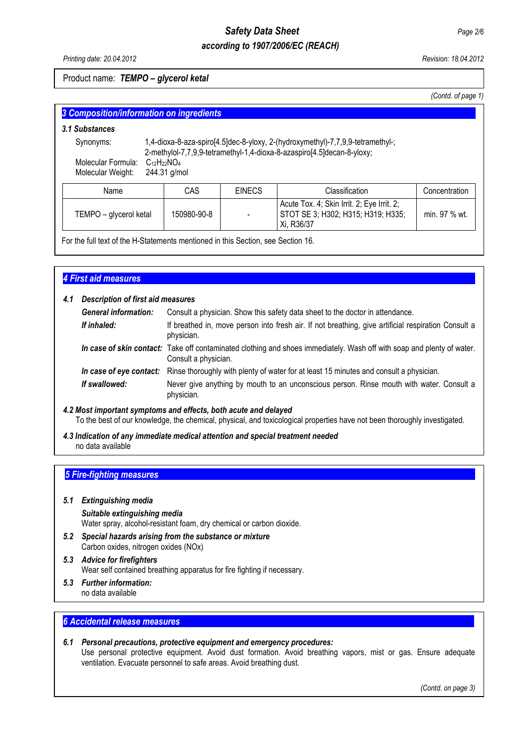Product name: ***TEMPO – glycerol ketal***

*(Contd. of page 1)*

## 3 Composition/information on ingredients

### 3.1 Substances

Synonyms: 1,4-dioxa-8-aza-spiro[4.5]dec-8-yloxy, 2-(hydroxymethyl)-7,7,9,9-tetramethyl-; 2-methylol-7,7,9,9-tetramethyl-1,4-dioxa-8-azaspiro[4.5]decan-8-yloxy;

Molecular Formula: $C_{12}H_{22}NO_4$

Molecular Weight: 244.31 g/mol

| Name | CAS | EINECS | Classification | Concentration |
|---|---|---|---|---|
| TEMPO – glycerol ketal | 150980-90-8 | - | Acute Tox. 4; Skin Irrit. 2; Eye Irrit. 2; STOT SE 3; H302; H315; H319; H335; Xi, R36/37 | min. 97 % wt. |

For the full text of the H-Statements mentioned in this Section, see Section 16.

## 4 First aid measures

### 4.1 Description of first aid measures

***General information:*** Consult a physician. Show this safety data sheet to the doctor in attendance.

***If inhaled:*** If breathed in, move person into fresh air. If not breathing, give artificial respiration Consult a physician.

***In case of skin contact:*** Take off contaminated clothing and shoes immediately. Wash off with soap and plenty of water. Consult a physician.

***In case of eye contact:*** Rinse thoroughly with plenty of water for at least 15 minutes and consult a physician.

***If swallowed:*** Never give anything by mouth to an unconscious person. Rinse mouth with water. Consult a physician.

### 4.2 Most important symptoms and effects, both acute and delayed

To the best of our knowledge, the chemical, physical, and toxicological properties have not been thoroughly investigated.

### 4.3 Indication of any immediate medical attention and special treatment needed

no data available

## 5 Fire-fighting measures

### 5.1 Extinguishing media

***Suitable extinguishing media***

Water spray, alcohol-resistant foam, dry chemical or carbon dioxide.

### 5.2 Special hazards arising from the substance or mixture

Carbon oxides, nitrogen oxides (NOx)

### 5.3 Advice for firefighters

Wear self contained breathing apparatus for fire fighting if necessary.

### 5.3 Further information:

no data available

## 6 Accidental release measures

### 6.1 Personal precautions, protective equipment and emergency procedures:

Use personal protective equipment. Avoid dust formation. Avoid breathing vapors, mist or gas. Ensure adequate ventilation. Evacuate personnel to safe areas. Avoid breathing dust.

*(Contd. on page 3)*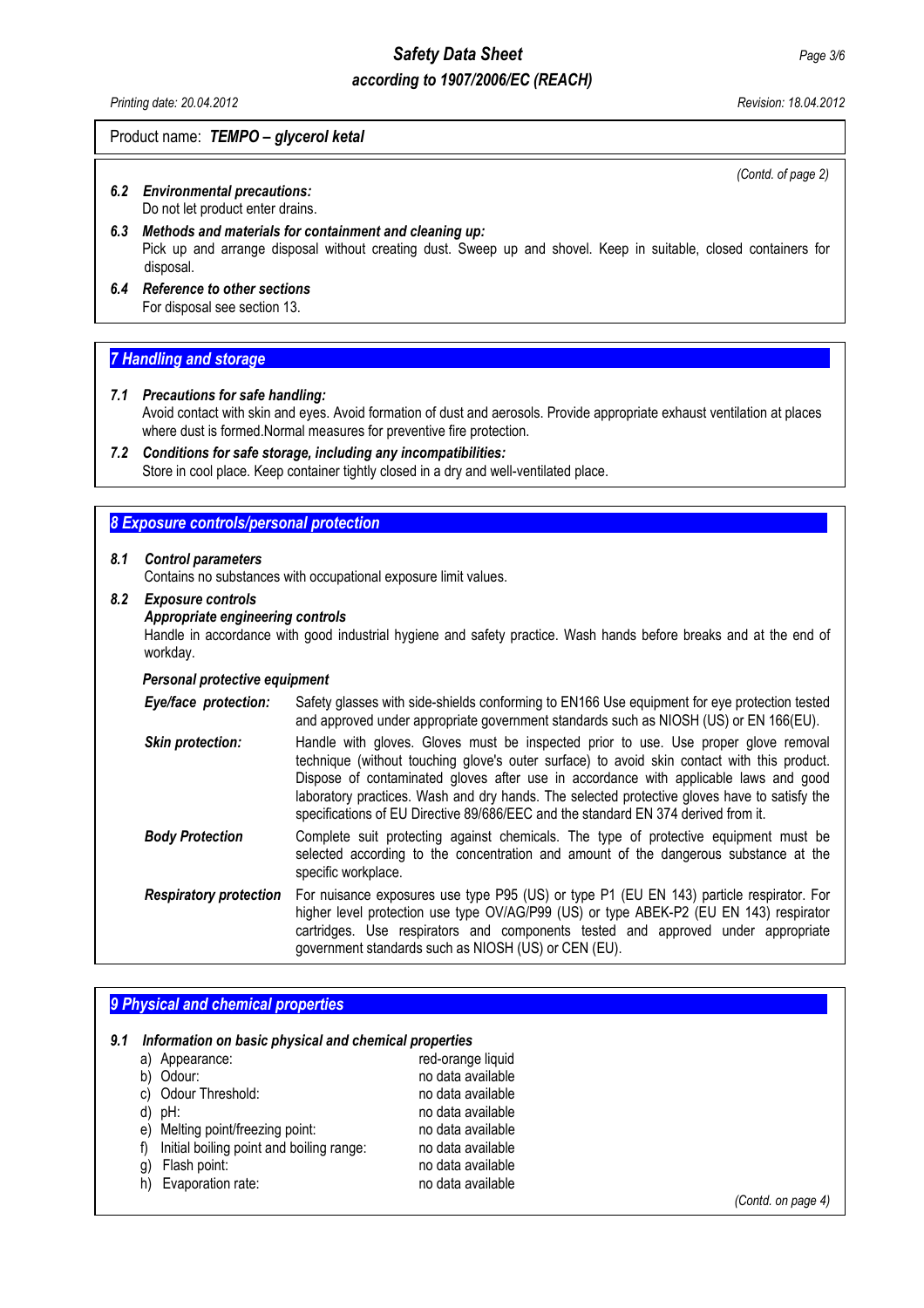Product name: ***TEMPO – glycerol ketal***

*(Contd. of page 2)*

**6.2 *Environmental precautions:***
Do not let product enter drains.

**6.3 *Methods and materials for containment and cleaning up:***
Pick up and arrange disposal without creating dust. Sweep up and shovel. Keep in suitable, closed containers for disposal.

**6.4 *Reference to other sections***
For disposal see section 13.

## *7 Handling and storage*

**7.1 *Precautions for safe handling:***
Avoid contact with skin and eyes. Avoid formation of dust and aerosols. Provide appropriate exhaust ventilation at places where dust is formed.Normal measures for preventive fire protection.

**7.2 *Conditions for safe storage, including any incompatibilities:***
Store in cool place. Keep container tightly closed in a dry and well-ventilated place.

## *8 Exposure controls/personal protection*

**8.1 *Control parameters***
Contains no substances with occupational exposure limit values.

**8.2 *Exposure controls***
***Appropriate engineering controls***
Handle in accordance with good industrial hygiene and safety practice. Wash hands before breaks and at the end of workday.

***Personal protective equipment***

***Eye/face protection:*** Safety glasses with side-shields conforming to EN166 Use equipment for eye protection tested and approved under appropriate government standards such as NIOSH (US) or EN 166(EU).

***Skin protection:*** Handle with gloves. Gloves must be inspected prior to use. Use proper glove removal technique (without touching glove's outer surface) to avoid skin contact with this product. Dispose of contaminated gloves after use in accordance with applicable laws and good laboratory practices. Wash and dry hands. The selected protective gloves have to satisfy the specifications of EU Directive 89/686/EEC and the standard EN 374 derived from it.

***Body Protection*** Complete suit protecting against chemicals. The type of protective equipment must be selected according to the concentration and amount of the dangerous substance at the specific workplace.

***Respiratory protection*** For nuisance exposures use type P95 (US) or type P1 (EU EN 143) particle respirator. For higher level protection use type OV/AG/P99 (US) or type ABEK-P2 (EU EN 143) respirator cartridges. Use respirators and components tested and approved under appropriate government standards such as NIOSH (US) or CEN (EU).

## *9 Physical and chemical properties*

**9.1 *Information on basic physical and chemical properties***

| | |
|---|---|
| a) Appearance: | red-orange liquid |
| b) Odour: | no data available |
| c) Odour Threshold: | no data available |
| d) pH: | no data available |
| e) Melting point/freezing point: | no data available |
| f) Initial boiling point and boiling range: | no data available |
| g) Flash point: | no data available |
| h) Evaporation rate: | no data available |

*(Contd. on page 4)*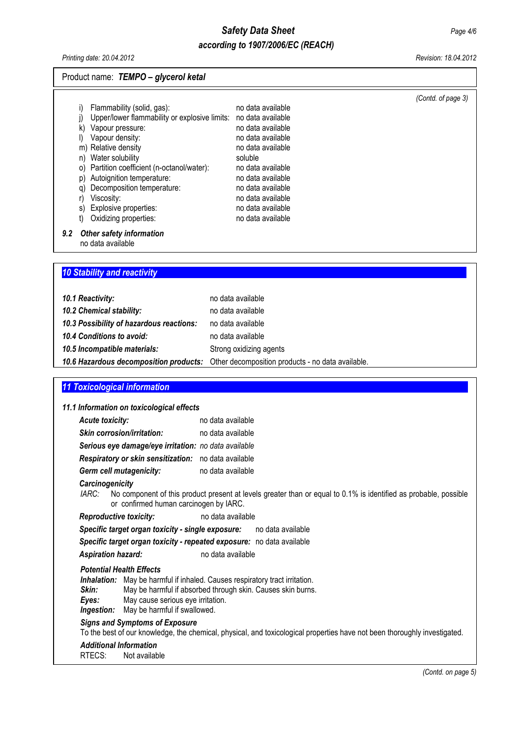Product name: ***TEMPO – glycerol ketal***

*(Contd. of page 3)*

i) Flammability (solid, gas): no data available
j) Upper/lower flammability or explosive limits: no data available
k) Vapour pressure: no data available
l) Vapour density: no data available
m) Relative density no data available
n) Water solubility soluble
o) Partition coefficient (n-octanol/water): no data available
p) Autoignition temperature: no data available
q) Decomposition temperature: no data available
r) Viscosity: no data available
s) Explosive properties: no data available
t) Oxidizing properties: no data available

***9.2 Other safety information***
no data available

## *10 Stability and reactivity*

***10.1 Reactivity:*** no data available
***10.2 Chemical stability:*** no data available
***10.3 Possibility of hazardous reactions:*** no data available
***10.4 Conditions to avoid:*** no data available
***10.5 Incompatible materials:*** Strong oxidizing agents
***10.6 Hazardous decomposition products:*** Other decomposition products - no data available.

## *11 Toxicological information*

***11.1 Information on toxicological effects***

***Acute toxicity:*** no data available
***Skin corrosion/irritation:*** no data available
***Serious eye damage/eye irritation:*** *no data available*
***Respiratory or skin sensitization:*** no data available
***Germ cell mutagenicity:*** no data available

***Carcinogenicity***
*IARC:* No component of this product present at levels greater than or equal to 0.1% is identified as probable, possible or confirmed human carcinogen by IARC.

***Reproductive toxicity:*** no data available
***Specific target organ toxicity - single exposure:*** no data available
***Specific target organ toxicity - repeated exposure:*** no data available
***Aspiration hazard:*** no data available

***Potential Health Effects***
***Inhalation:*** May be harmful if inhaled. Causes respiratory tract irritation.
***Skin:*** May be harmful if absorbed through skin. Causes skin burns.
***Eyes:*** May cause serious eye irritation.
***Ingestion:*** May be harmful if swallowed.

***Signs and Symptoms of Exposure***
To the best of our knowledge, the chemical, physical, and toxicological properties have not been thoroughly investigated.

***Additional Information***
RTECS: Not available

*(Contd. on page 5)*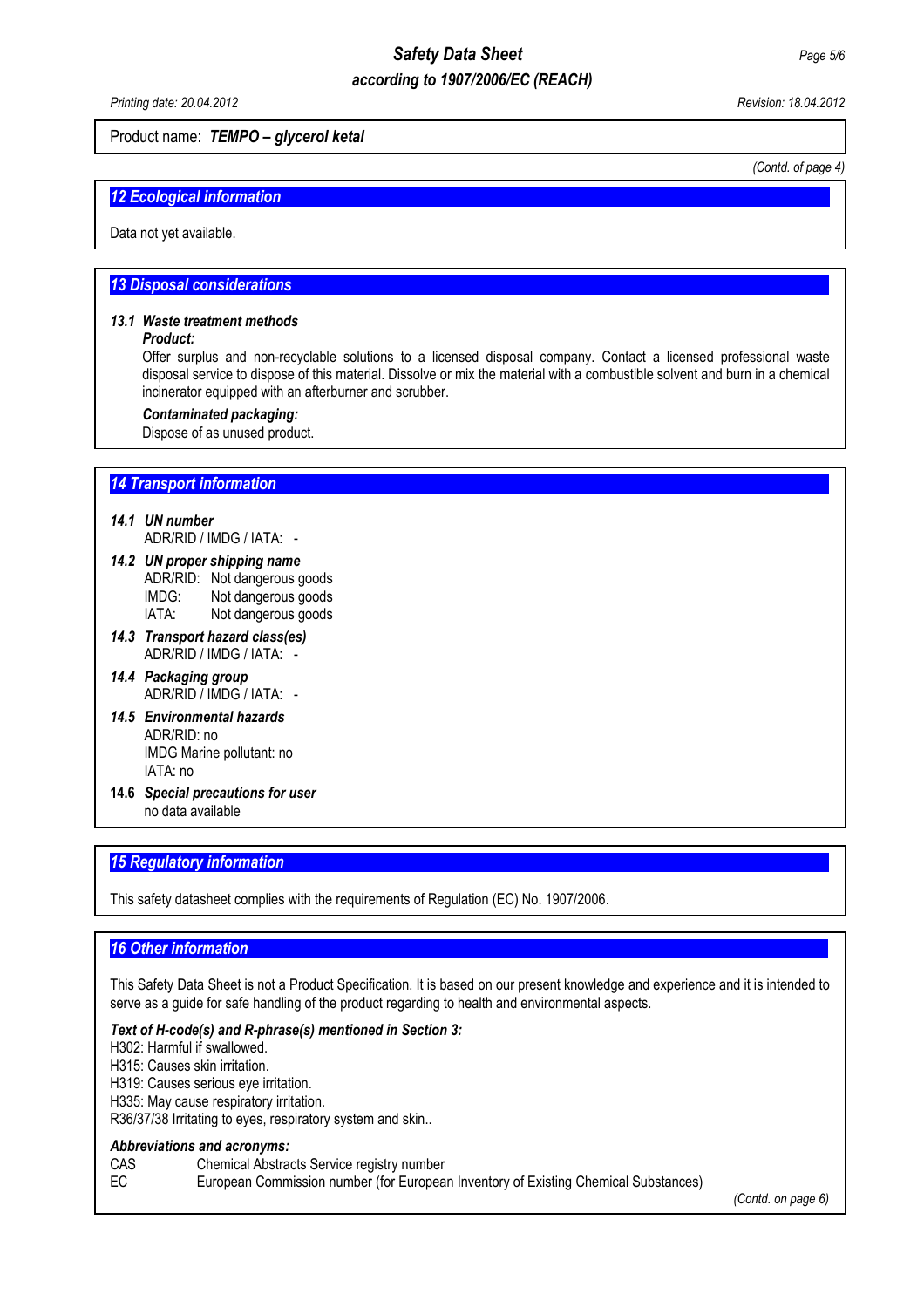Product name: ***TEMPO – glycerol ketal***

*(Contd. of page 4)*

## 12 Ecological information

Data not yet available.

## 13 Disposal considerations

### 13.1 Waste treatment methods

***Product:***

Offer surplus and non-recyclable solutions to a licensed disposal company. Contact a licensed professional waste disposal service to dispose of this material. Dissolve or mix the material with a combustible solvent and burn in a chemical incinerator equipped with an afterburner and scrubber.

***Contaminated packaging:***

Dispose of as unused product.

## 14 Transport information

**14.1 UN number**

ADR/RID / IMDG / IATA: -

**14.2 UN proper shipping name**

ADR/RID: Not dangerous goods
IMDG: Not dangerous goods
IATA: Not dangerous goods

**14.3 Transport hazard class(es)**

ADR/RID / IMDG / IATA: -

**14.4 Packaging group**

ADR/RID / IMDG / IATA: -

**14.5 Environmental hazards**

ADR/RID: no
IMDG Marine pollutant: no
IATA: no

**14.6 Special precautions for user**

no data available

## 15 Regulatory information

This safety datasheet complies with the requirements of Regulation (EC) No. 1907/2006.

## 16 Other information

This Safety Data Sheet is not a Product Specification. It is based on our present knowledge and experience and it is intended to serve as a guide for safe handling of the product regarding to health and environmental aspects.

***Text of H-code(s) and R-phrase(s) mentioned in Section 3:***

H302: Harmful if swallowed.
H315: Causes skin irritation.
H319: Causes serious eye irritation.
H335: May cause respiratory irritation.
R36/37/38 Irritating to eyes, respiratory system and skin..

***Abbreviations and acronyms:***

CAS Chemical Abstracts Service registry number
EC European Commission number (for European Inventory of Existing Chemical Substances)

*(Contd. on page 6)*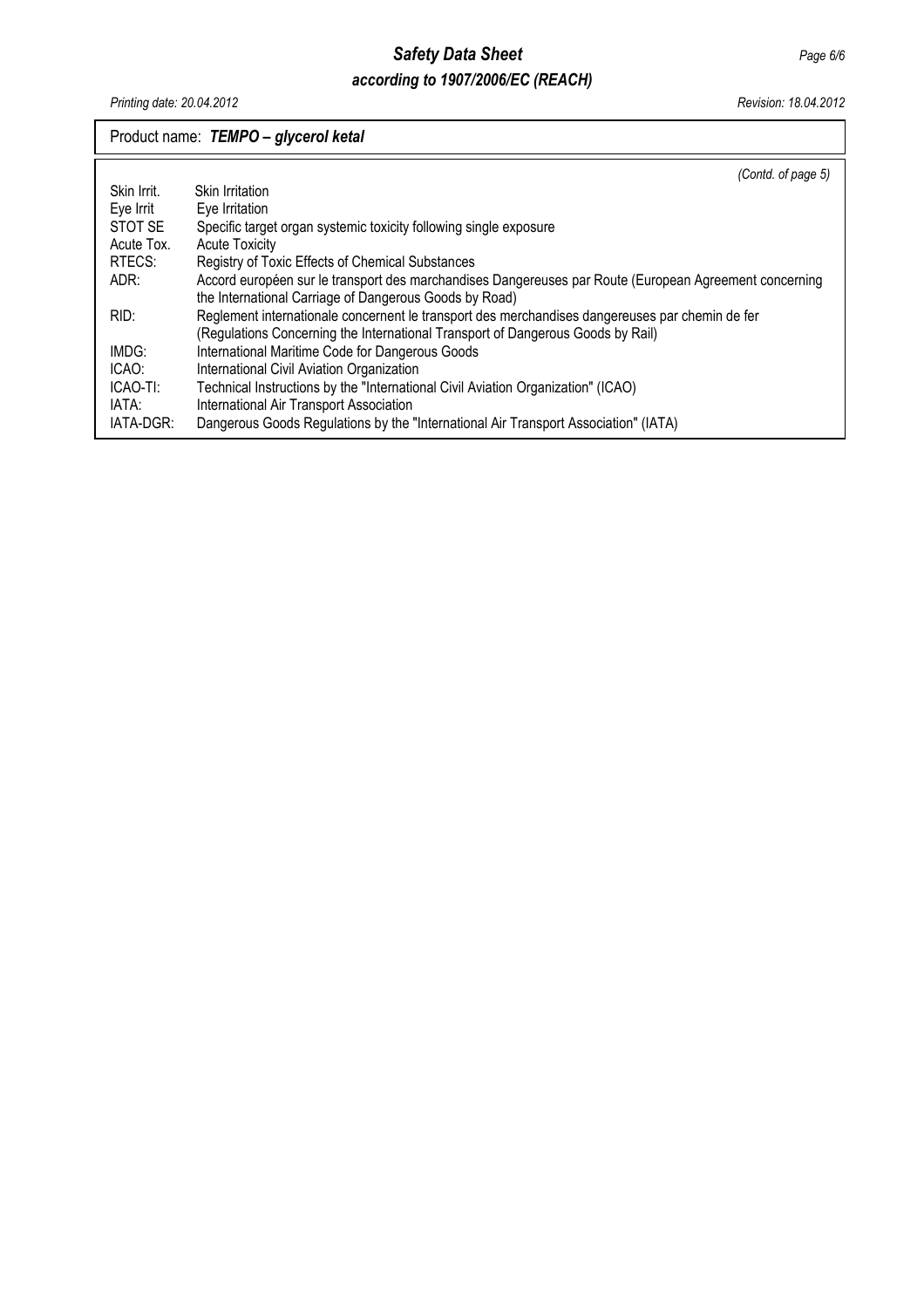Product name: ***TEMPO – glycerol ketal***

*(Contd. of page 5)*

| | |
|---|---|
| Skin Irrit. | Skin Irritation |
| Eye Irrit | Eye Irritation |
| STOT SE | Specific target organ systemic toxicity following single exposure |
| Acute Tox. | Acute Toxicity |
| RTECS: | Registry of Toxic Effects of Chemical Substances |
| ADR: | Accord européen sur le transport des marchandises Dangereuses par Route (European Agreement concerning the International Carriage of Dangerous Goods by Road) |
| RID: | Reglement internationale concernent le transport des merchandises dangereuses par chemin de fer (Regulations Concerning the International Transport of Dangerous Goods by Rail) |
| IMDG: | International Maritime Code for Dangerous Goods |
| ICAO: | International Civil Aviation Organization |
| ICAO-TI: | Technical Instructions by the "International Civil Aviation Organization" (ICAO) |
| IATA: | International Air Transport Association |
| IATA-DGR: | Dangerous Goods Regulations by the "International Air Transport Association" (IATA) |